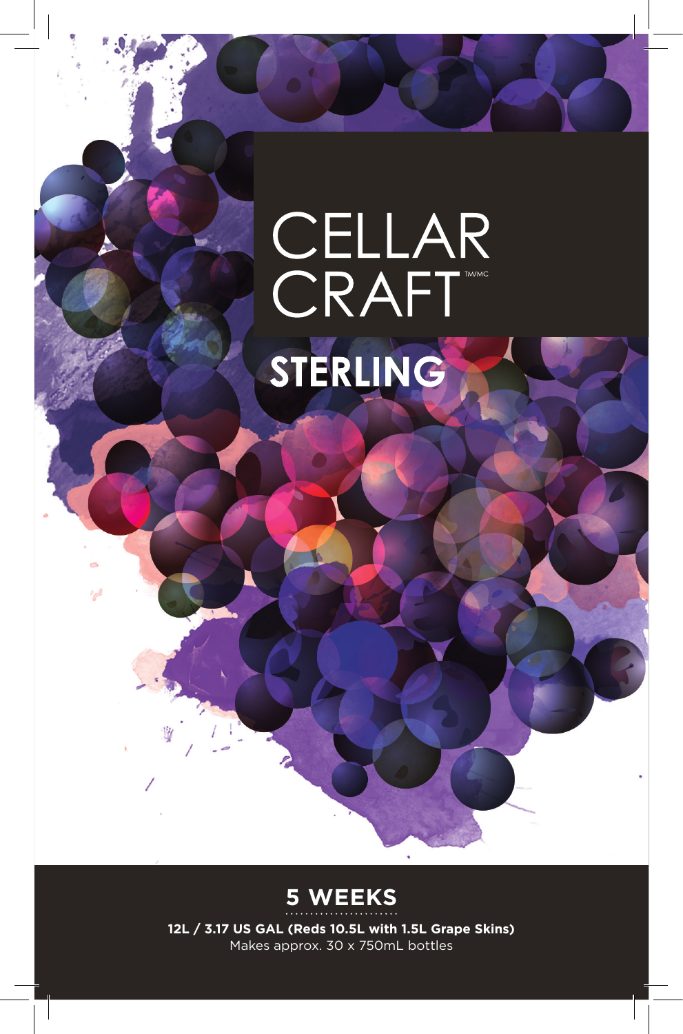# CELLAR CRAFT™/MC

## STERLING

**5 WEEKS**

**12L / 3.17 US GAL (Reds 10.5L with 1.5L Grape Skins)**

Makes approx. 30 x 750mL bottles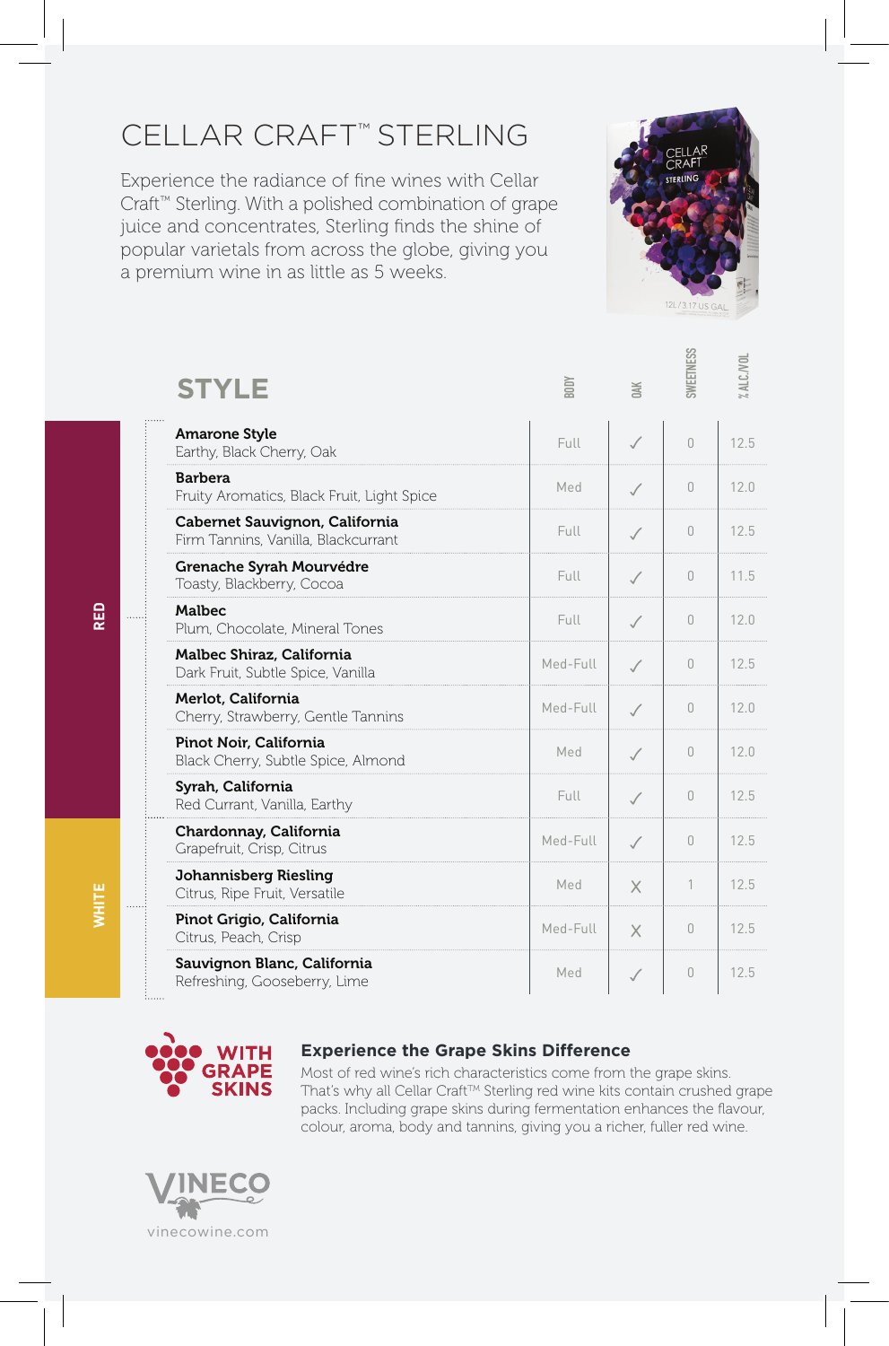# CELLAR CRAFT™ STERLING

Experience the radiance of fine wines with Cellar Craft™ Sterling. With a polished combination of grape juice and concentrates, Sterling finds the shine of popular varietals from across the globe, giving you a premium wine in as little as 5 weeks.

| | STYLE | BODY | OAK | SWEETNESS | % ALC./VOL |
|---|---|---|---|---|---|
| RED | **Amarone Style**<br>Earthy, Black Cherry, Oak | Full | ✓ | 0 | 12.5 |
| RED | **Barbera**<br>Fruity Aromatics, Black Fruit, Light Spice | Med | ✓ | 0 | 12.0 |
| RED | **Cabernet Sauvignon, California**<br>Firm Tannins, Vanilla, Blackcurrant | Full | ✓ | 0 | 12.5 |
| RED | **Grenache Syrah Mourvédre**<br>Toasty, Blackberry, Cocoa | Full | ✓ | 0 | 11.5 |
| RED | **Malbec**<br>Plum, Chocolate, Mineral Tones | Full | ✓ | 0 | 12.0 |
| RED | **Malbec Shiraz, California**<br>Dark Fruit, Subtle Spice, Vanilla | Med-Full | ✓ | 0 | 12.5 |
| RED | **Merlot, California**<br>Cherry, Strawberry, Gentle Tannins | Med-Full | ✓ | 0 | 12.0 |
| RED | **Pinot Noir, California**<br>Black Cherry, Subtle Spice, Almond | Med | ✓ | 0 | 12.0 |
| RED | **Syrah, California**<br>Red Currant, Vanilla, Earthy | Full | ✓ | 0 | 12.5 |
| WHITE | **Chardonnay, California**<br>Grapefruit, Crisp, Citrus | Med-Full | ✓ | 0 | 12.5 |
| WHITE | **Johannisberg Riesling**<br>Citrus, Ripe Fruit, Versatile | Med | X | 1 | 12.5 |
| WHITE | **Pinot Grigio, California**<br>Citrus, Peach, Crisp | Med-Full | X | 0 | 12.5 |
| WHITE | **Sauvignon Blanc, California**<br>Refreshing, Gooseberry, Lime | Med | ✓ | 0 | 12.5 |

WITH GRAPE SKINS

### Experience the Grape Skins Difference

Most of red wine's rich characteristics come from the grape skins. That's why all Cellar Craft™ Sterling red wine kits contain crushed grape packs. Including grape skins during fermentation enhances the flavour, colour, aroma, body and tannins, giving you a richer, fuller red wine.

VINECO

vinecowine.com